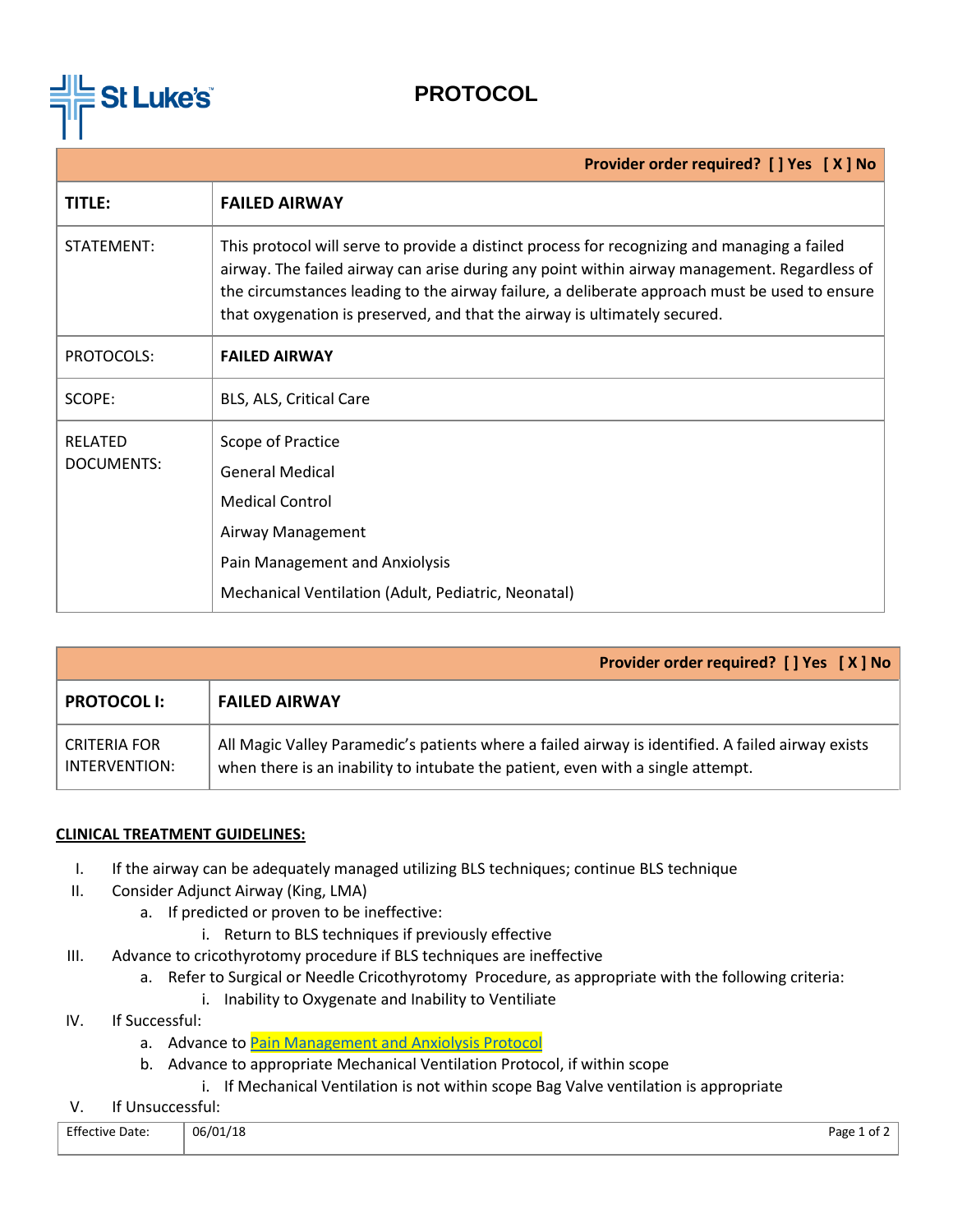# PROTOCOL

| Provider order required? [ ] Yes [ X ] No | |
|---|---|
| **TITLE:** | **FAILED AIRWAY** |
| STATEMENT: | This protocol will serve to provide a distinct process for recognizing and managing a failed airway. The failed airway can arise during any point within airway management. Regardless of the circumstances leading to the airway failure, a deliberate approach must be used to ensure that oxygenation is preserved, and that the airway is ultimately secured. |
| PROTOCOLS: | **FAILED AIRWAY** |
| SCOPE: | BLS, ALS, Critical Care |
| RELATED DOCUMENTS: | Scope of Practice<br>General Medical<br>Medical Control<br>Airway Management<br>Pain Management and Anxiolysis<br>Mechanical Ventilation (Adult, Pediatric, Neonatal) |

| Provider order required? [ ] Yes [ X ] No | |
|---|---|
| **PROTOCOL I:** | **FAILED AIRWAY** |
| CRITERIA FOR INTERVENTION: | All Magic Valley Paramedic's patients where a failed airway is identified. A failed airway exists when there is an inability to intubate the patient, even with a single attempt. |

**CLINICAL TREATMENT GUIDELINES:**

I. If the airway can be adequately managed utilizing BLS techniques; continue BLS technique

II. Consider Adjunct Airway (King, LMA)
   a. If predicted or proven to be ineffective:
      i. Return to BLS techniques if previously effective

III. Advance to cricothyrotomy procedure if BLS techniques are ineffective
   a. Refer to Surgical or Needle Cricothyrotomy Procedure, as appropriate with the following criteria:
      i. Inability to Oxygenate and Inability to Ventiliate

IV. If Successful:
   a. Advance to Pain Management and Anxiolysis Protocol
   b. Advance to appropriate Mechanical Ventilation Protocol, if within scope
      i. If Mechanical Ventilation is not within scope Bag Valve ventilation is appropriate

V. If Unsuccessful:

| Effective Date: | 06/01/18 |
|---|---|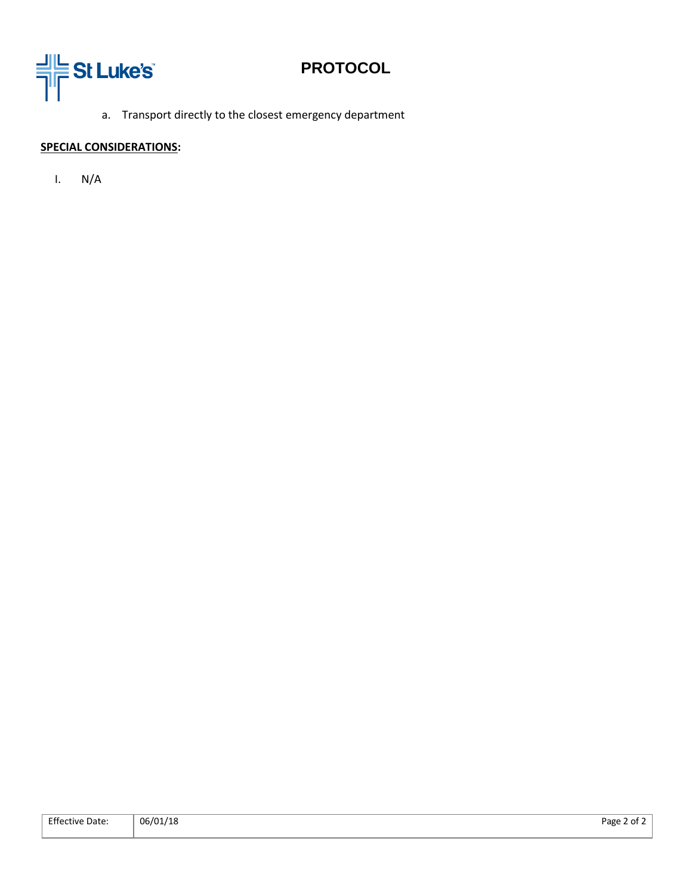a. Transport directly to the closest emergency department

**SPECIAL CONSIDERATIONS:**

I. N/A